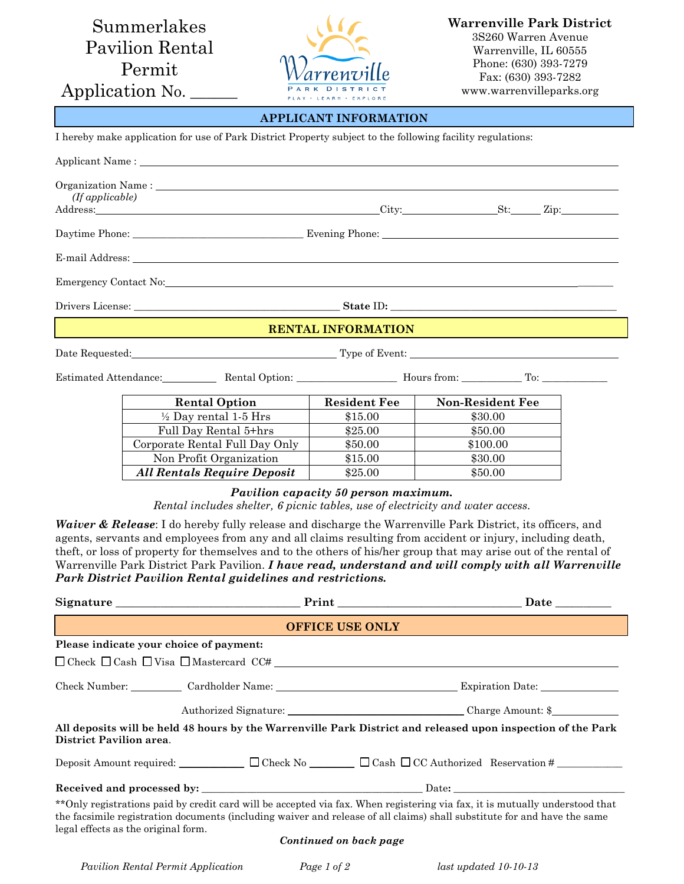# Summerlakes Pavilion Rental Permit Application No. ______

**Warrenville Park District**
3S260 Warren Avenue
Warrenville, IL 60555
Phone: (630) 393-7279
Fax: (630) 393-7282
www.warrenvilleparks.org

## APPLICANT INFORMATION

I hereby make application for use of Park District Property subject to the following facility regulations:

Applicant Name : ________________________________________

Organization Name : ________________________________________
*(If applicable)*

Address:________________________ City:____________ St:______ Zip:__________

Daytime Phone: ____________________ Evening Phone: ____________________

E-mail Address: ________________________________________

Emergency Contact No:________________________________________

Drivers License: ____________________ **State ID:** ____________________

## RENTAL INFORMATION

Date Requested:____________________ Type of Event: ____________________

Estimated Attendance:__________ Rental Option: ______________ Hours from: __________ To: __________

| Rental Option | Resident Fee | Non-Resident Fee |
|---|---|---|
| ½ Day rental 1-5 Hrs | $15.00 | $30.00 |
| Full Day Rental 5+hrs | $25.00 | $50.00 |
| Corporate Rental Full Day Only | $50.00 | $100.00 |
| Non Profit Organization | $15.00 | $30.00 |
| ***All Rentals Require Deposit*** | $25.00 | $50.00 |

***Pavilion capacity 50 person maximum.***
*Rental includes shelter, 6 picnic tables, use of electricity and water access.*

***Waiver & Release***: I do hereby fully release and discharge the Warrenville Park District, its officers, and agents, servants and employees from any and all claims resulting from accident or injury, including death, theft, or loss of property for themselves and to the others of his/her group that may arise out of the rental of Warrenville Park District Park Pavilion. ***I have read, understand and will comply with all Warrenville Park District Pavilion Rental guidelines and restrictions.***

**Signature** ____________________ **Print** ____________________ **Date** __________

## OFFICE USE ONLY

**Please indicate your choice of payment:**

☐ Check ☐ Cash ☐ Visa ☐ Mastercard CC# ________________________________

Check Number: __________ Cardholder Name: ____________________ Expiration Date: __________

Authorized Signature: ____________________ Charge Amount: $__________

**All deposits will be held 48 hours by the Warrenville Park District and released upon inspection of the Park District Pavilion area**.

Deposit Amount required: __________ ☐ Check No ________ ☐ Cash ☐ CC Authorized Reservation # __________

**Received and processed by:** ____________________ Date**:** ____________________

**Only registrations paid by credit card will be accepted via fax. When registering via fax, it is mutually understood that the facsimile registration documents (including waiver and release of all claims) shall substitute for and have the same legal effects as the original form.

***Continued on back page***

*Pavilion Rental Permit Application* *last updated 10-10-13*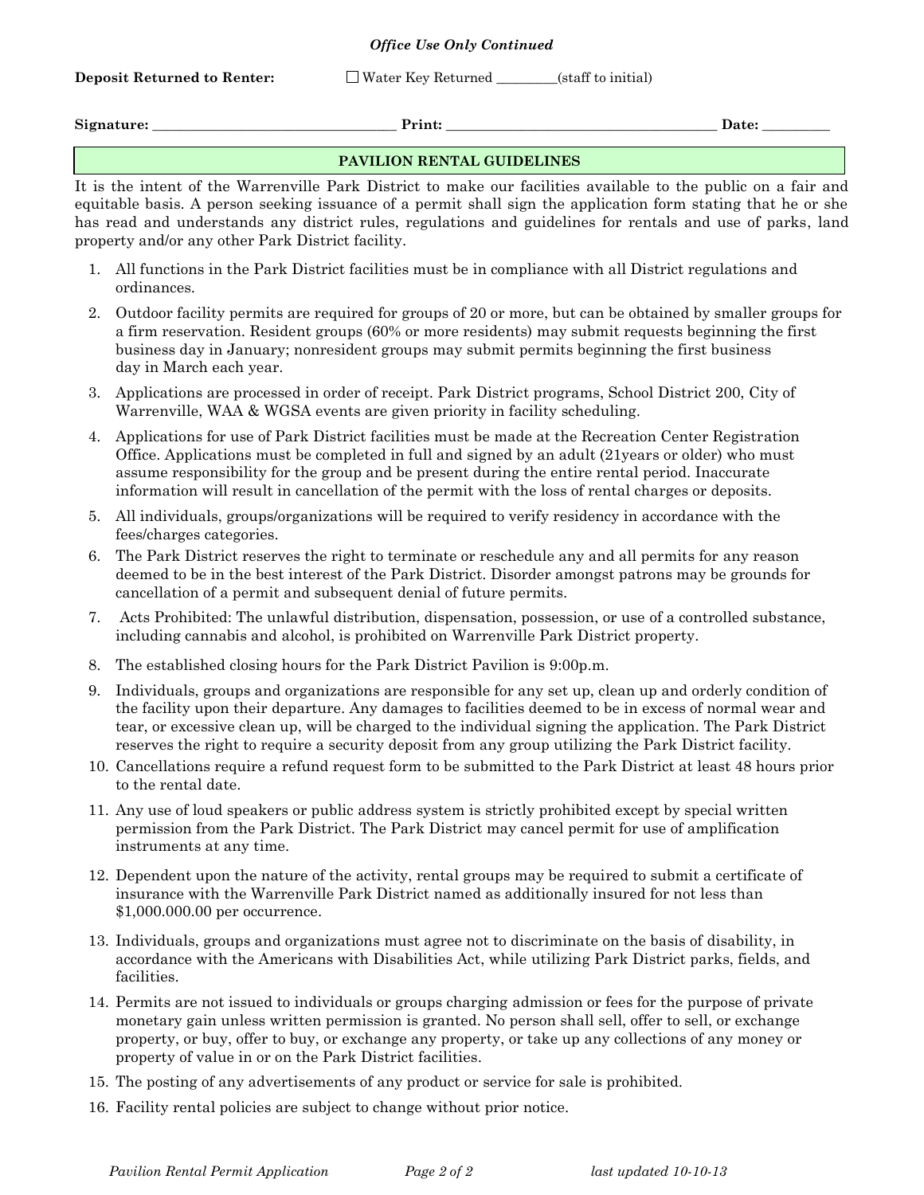*Office Use Only Continued*

**Deposit Returned to Renter:** ☐ Water Key Returned _________(staff to initial)

**Signature:** ___________________________________ **Print:** _______________________________________ **Date:** __________

## PAVILION RENTAL GUIDELINES

It is the intent of the Warrenville Park District to make our facilities available to the public on a fair and equitable basis. A person seeking issuance of a permit shall sign the application form stating that he or she has read and understands any district rules, regulations and guidelines for rentals and use of parks, land property and/or any other Park District facility.

1. All functions in the Park District facilities must be in compliance with all District regulations and ordinances.
2. Outdoor facility permits are required for groups of 20 or more, but can be obtained by smaller groups for a firm reservation. Resident groups (60% or more residents) may submit requests beginning the first business day in January; nonresident groups may submit permits beginning the first business day in March each year.
3. Applications are processed in order of receipt. Park District programs, School District 200, City of Warrenville, WAA & WGSA events are given priority in facility scheduling.
4. Applications for use of Park District facilities must be made at the Recreation Center Registration Office. Applications must be completed in full and signed by an adult (21years or older) who must assume responsibility for the group and be present during the entire rental period. Inaccurate information will result in cancellation of the permit with the loss of rental charges or deposits.
5. All individuals, groups/organizations will be required to verify residency in accordance with the fees/charges categories.
6. The Park District reserves the right to terminate or reschedule any and all permits for any reason deemed to be in the best interest of the Park District. Disorder amongst patrons may be grounds for cancellation of a permit and subsequent denial of future permits.
7. Acts Prohibited: The unlawful distribution, dispensation, possession, or use of a controlled substance, including cannabis and alcohol, is prohibited on Warrenville Park District property.
8. The established closing hours for the Park District Pavilion is 9:00p.m.
9. Individuals, groups and organizations are responsible for any set up, clean up and orderly condition of the facility upon their departure. Any damages to facilities deemed to be in excess of normal wear and tear, or excessive clean up, will be charged to the individual signing the application. The Park District reserves the right to require a security deposit from any group utilizing the Park District facility.
10. Cancellations require a refund request form to be submitted to the Park District at least 48 hours prior to the rental date.
11. Any use of loud speakers or public address system is strictly prohibited except by special written permission from the Park District. The Park District may cancel permit for use of amplification instruments at any time.
12. Dependent upon the nature of the activity, rental groups may be required to submit a certificate of insurance with the Warrenville Park District named as additionally insured for not less than $1,000.000.00 per occurrence.
13. Individuals, groups and organizations must agree not to discriminate on the basis of disability, in accordance with the Americans with Disabilities Act, while utilizing Park District parks, fields, and facilities.
14. Permits are not issued to individuals or groups charging admission or fees for the purpose of private monetary gain unless written permission is granted. No person shall sell, offer to sell, or exchange property, or buy, offer to buy, or exchange any property, or take up any collections of any money or property of value in or on the Park District facilities.
15. The posting of any advertisements of any product or service for sale is prohibited.
16. Facility rental policies are subject to change without prior notice.